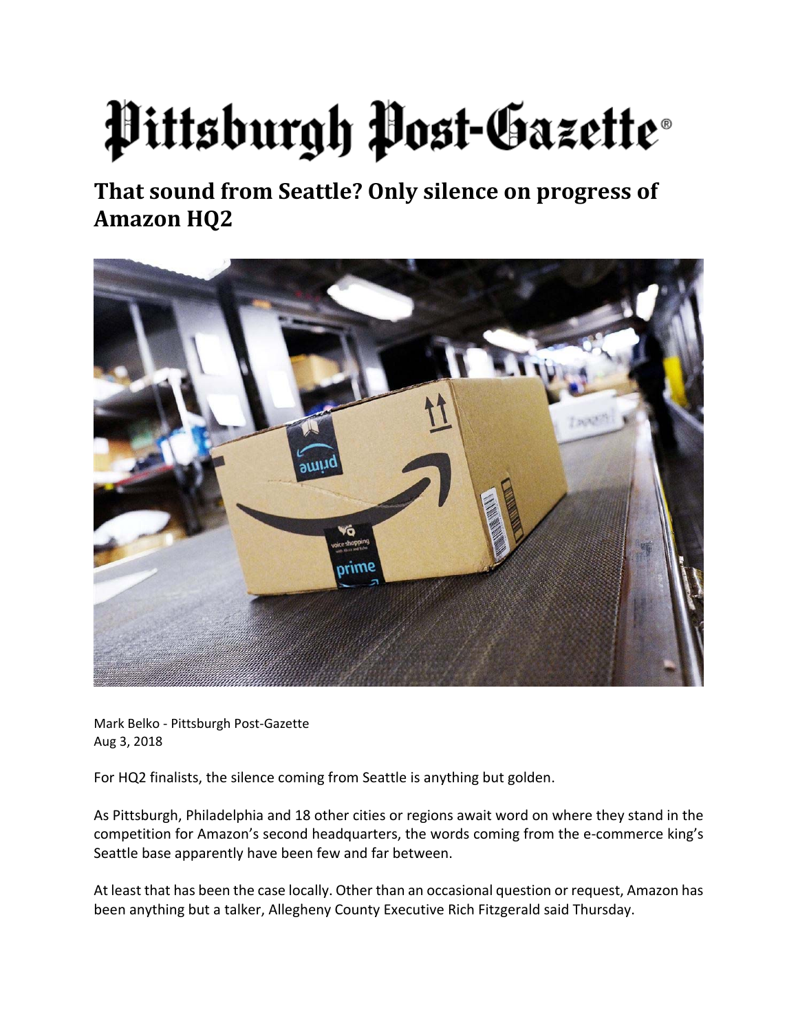# Pittsburgh Post-Gazette

## That sound from Seattle? Only silence on progress of Amazon HQ2

Mark Belko - Pittsburgh Post-Gazette
Aug 3, 2018

For HQ2 finalists, the silence coming from Seattle is anything but golden.

As Pittsburgh, Philadelphia and 18 other cities or regions await word on where they stand in the competition for Amazon's second headquarters, the words coming from the e-commerce king's Seattle base apparently have been few and far between.

At least that has been the case locally. Other than an occasional question or request, Amazon has been anything but a talker, Allegheny County Executive Rich Fitzgerald said Thursday.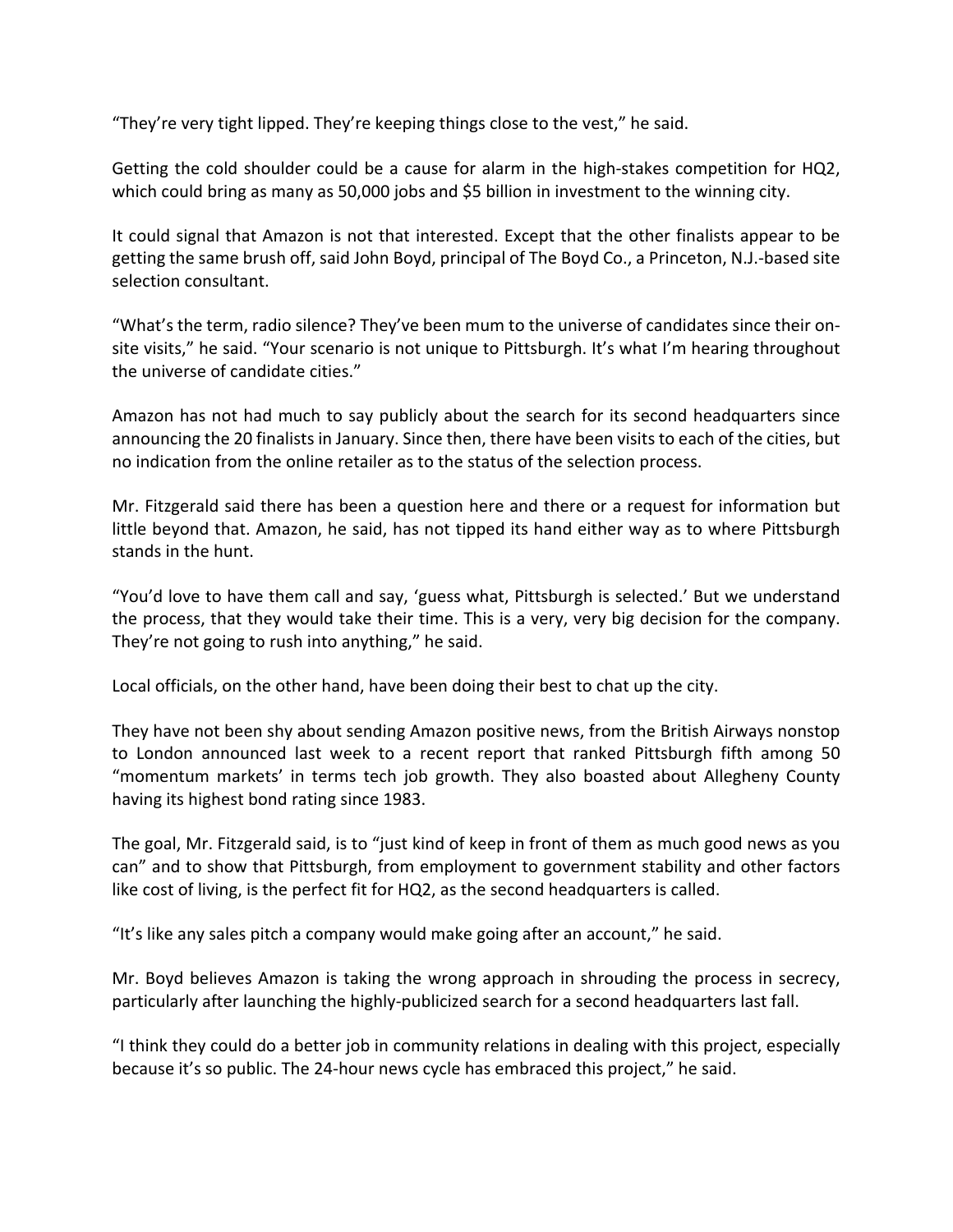"They're very tight lipped. They're keeping things close to the vest," he said.

Getting the cold shoulder could be a cause for alarm in the high-stakes competition for HQ2, which could bring as many as 50,000 jobs and $5 billion in investment to the winning city.

It could signal that Amazon is not that interested. Except that the other finalists appear to be getting the same brush off, said John Boyd, principal of The Boyd Co., a Princeton, N.J.-based site selection consultant.

"What's the term, radio silence? They've been mum to the universe of candidates since their on-site visits," he said. "Your scenario is not unique to Pittsburgh. It's what I'm hearing throughout the universe of candidate cities."

Amazon has not had much to say publicly about the search for its second headquarters since announcing the 20 finalists in January. Since then, there have been visits to each of the cities, but no indication from the online retailer as to the status of the selection process.

Mr. Fitzgerald said there has been a question here and there or a request for information but little beyond that. Amazon, he said, has not tipped its hand either way as to where Pittsburgh stands in the hunt.

"You'd love to have them call and say, 'guess what, Pittsburgh is selected.' But we understand the process, that they would take their time. This is a very, very big decision for the company. They're not going to rush into anything," he said.

Local officials, on the other hand, have been doing their best to chat up the city.

They have not been shy about sending Amazon positive news, from the British Airways nonstop to London announced last week to a recent report that ranked Pittsburgh fifth among 50 "momentum markets' in terms tech job growth. They also boasted about Allegheny County having its highest bond rating since 1983.

The goal, Mr. Fitzgerald said, is to "just kind of keep in front of them as much good news as you can" and to show that Pittsburgh, from employment to government stability and other factors like cost of living, is the perfect fit for HQ2, as the second headquarters is called.

"It's like any sales pitch a company would make going after an account," he said.

Mr. Boyd believes Amazon is taking the wrong approach in shrouding the process in secrecy, particularly after launching the highly-publicized search for a second headquarters last fall.

"I think they could do a better job in community relations in dealing with this project, especially because it's so public. The 24-hour news cycle has embraced this project," he said.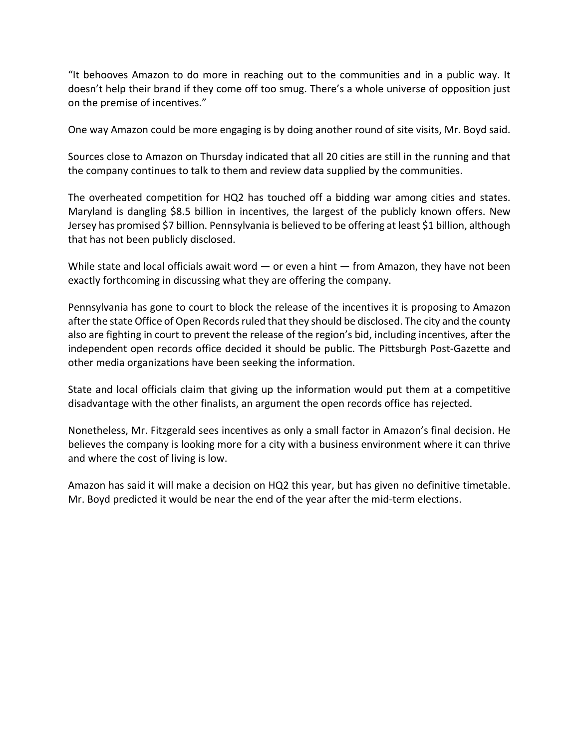"It behooves Amazon to do more in reaching out to the communities and in a public way. It doesn't help their brand if they come off too smug. There's a whole universe of opposition just on the premise of incentives."

One way Amazon could be more engaging is by doing another round of site visits, Mr. Boyd said.

Sources close to Amazon on Thursday indicated that all 20 cities are still in the running and that the company continues to talk to them and review data supplied by the communities.

The overheated competition for HQ2 has touched off a bidding war among cities and states. Maryland is dangling $8.5 billion in incentives, the largest of the publicly known offers. New Jersey has promised $7 billion. Pennsylvania is believed to be offering at least $1 billion, although that has not been publicly disclosed.

While state and local officials await word — or even a hint — from Amazon, they have not been exactly forthcoming in discussing what they are offering the company.

Pennsylvania has gone to court to block the release of the incentives it is proposing to Amazon after the state Office of Open Records ruled that they should be disclosed. The city and the county also are fighting in court to prevent the release of the region's bid, including incentives, after the independent open records office decided it should be public. The Pittsburgh Post-Gazette and other media organizations have been seeking the information.

State and local officials claim that giving up the information would put them at a competitive disadvantage with the other finalists, an argument the open records office has rejected.

Nonetheless, Mr. Fitzgerald sees incentives as only a small factor in Amazon's final decision. He believes the company is looking more for a city with a business environment where it can thrive and where the cost of living is low.

Amazon has said it will make a decision on HQ2 this year, but has given no definitive timetable. Mr. Boyd predicted it would be near the end of the year after the mid-term elections.